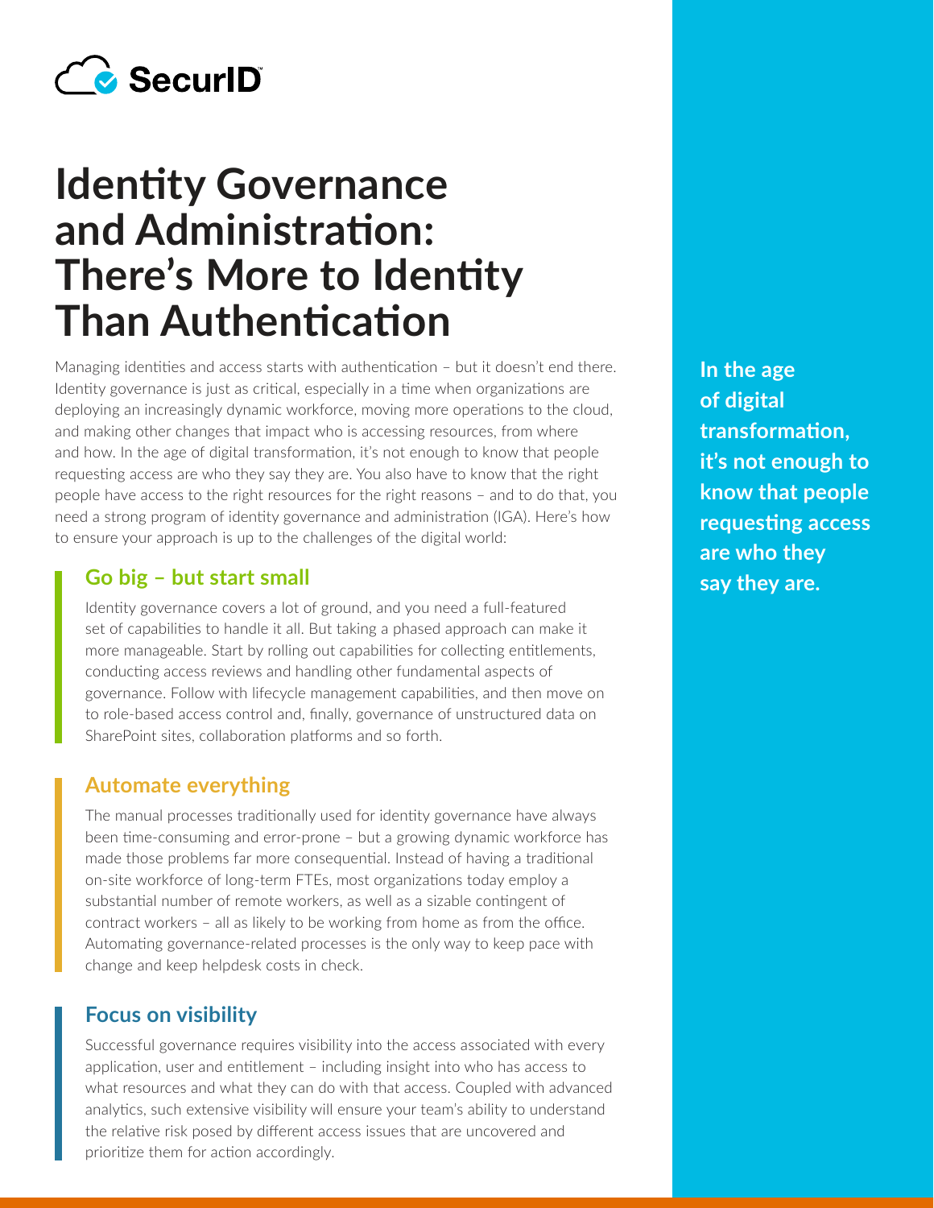SecurID

# Identity Governance and Administration: There's More to Identity Than Authentication

Managing identities and access starts with authentication – but it doesn't end there. Identity governance is just as critical, especially in a time when organizations are deploying an increasingly dynamic workforce, moving more operations to the cloud, and making other changes that impact who is accessing resources, from where and how. In the age of digital transformation, it's not enough to know that people requesting access are who they say they are. You also have to know that the right people have access to the right resources for the right reasons – and to do that, you need a strong program of identity governance and administration (IGA). Here's how to ensure your approach is up to the challenges of the digital world:

**In the age of digital transformation, it's not enough to know that people requesting access are who they say they are.**

## Go big – but start small

Identity governance covers a lot of ground, and you need a full-featured set of capabilities to handle it all. But taking a phased approach can make it more manageable. Start by rolling out capabilities for collecting entitlements, conducting access reviews and handling other fundamental aspects of governance. Follow with lifecycle management capabilities, and then move on to role-based access control and, finally, governance of unstructured data on SharePoint sites, collaboration platforms and so forth.

## Automate everything

The manual processes traditionally used for identity governance have always been time-consuming and error-prone – but a growing dynamic workforce has made those problems far more consequential. Instead of having a traditional on-site workforce of long-term FTEs, most organizations today employ a substantial number of remote workers, as well as a sizable contingent of contract workers – all as likely to be working from home as from the office. Automating governance-related processes is the only way to keep pace with change and keep helpdesk costs in check.

## Focus on visibility

Successful governance requires visibility into the access associated with every application, user and entitlement – including insight into who has access to what resources and what they can do with that access. Coupled with advanced analytics, such extensive visibility will ensure your team's ability to understand the relative risk posed by different access issues that are uncovered and prioritize them for action accordingly.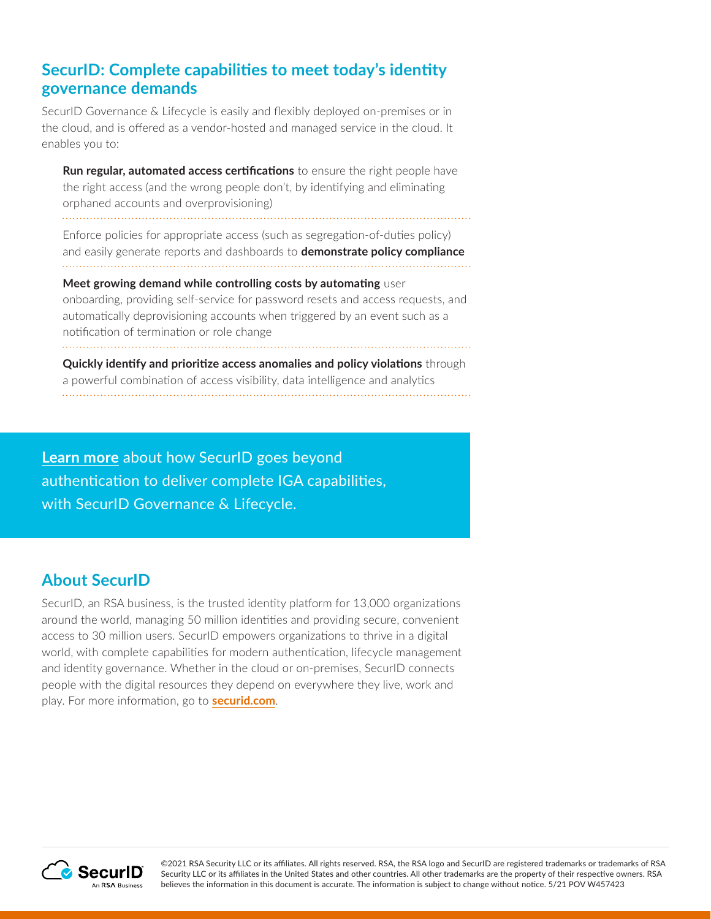## SecurID: Complete capabilities to meet today's identity governance demands

SecurID Governance & Lifecycle is easily and flexibly deployed on-premises or in the cloud, and is offered as a vendor-hosted and managed service in the cloud. It enables you to:

- **Run regular, automated access certifications** to ensure the right people have the right access (and the wrong people don't, by identifying and eliminating orphaned accounts and overprovisioning)
- Enforce policies for appropriate access (such as segregation-of-duties policy) and easily generate reports and dashboards to **demonstrate policy compliance**
- **Meet growing demand while controlling costs by automating** user onboarding, providing self-service for password resets and access requests, and automatically deprovisioning accounts when triggered by an event such as a notification of termination or role change
- **Quickly identify and prioritize access anomalies and policy violations** through a powerful combination of access visibility, data intelligence and analytics

**Learn more** about how SecurID goes beyond authentication to deliver complete IGA capabilities, with SecurID Governance & Lifecycle.

## About SecurID

SecurID, an RSA business, is the trusted identity platform for 13,000 organizations around the world, managing 50 million identities and providing secure, convenient access to 30 million users. SecurID empowers organizations to thrive in a digital world, with complete capabilities for modern authentication, lifecycle management and identity governance. Whether in the cloud or on-premises, SecurID connects people with the digital resources they depend on everywhere they live, work and play. For more information, go to **securid.com**.

©2021 RSA Security LLC or its affiliates. All rights reserved. RSA, the RSA logo and SecurID are registered trademarks or trademarks of RSA Security LLC or its affiliates in the United States and other countries. All other trademarks are the property of their respective owners. RSA believes the information in this document is accurate. The information is subject to change without notice. 5/21 POV W457423